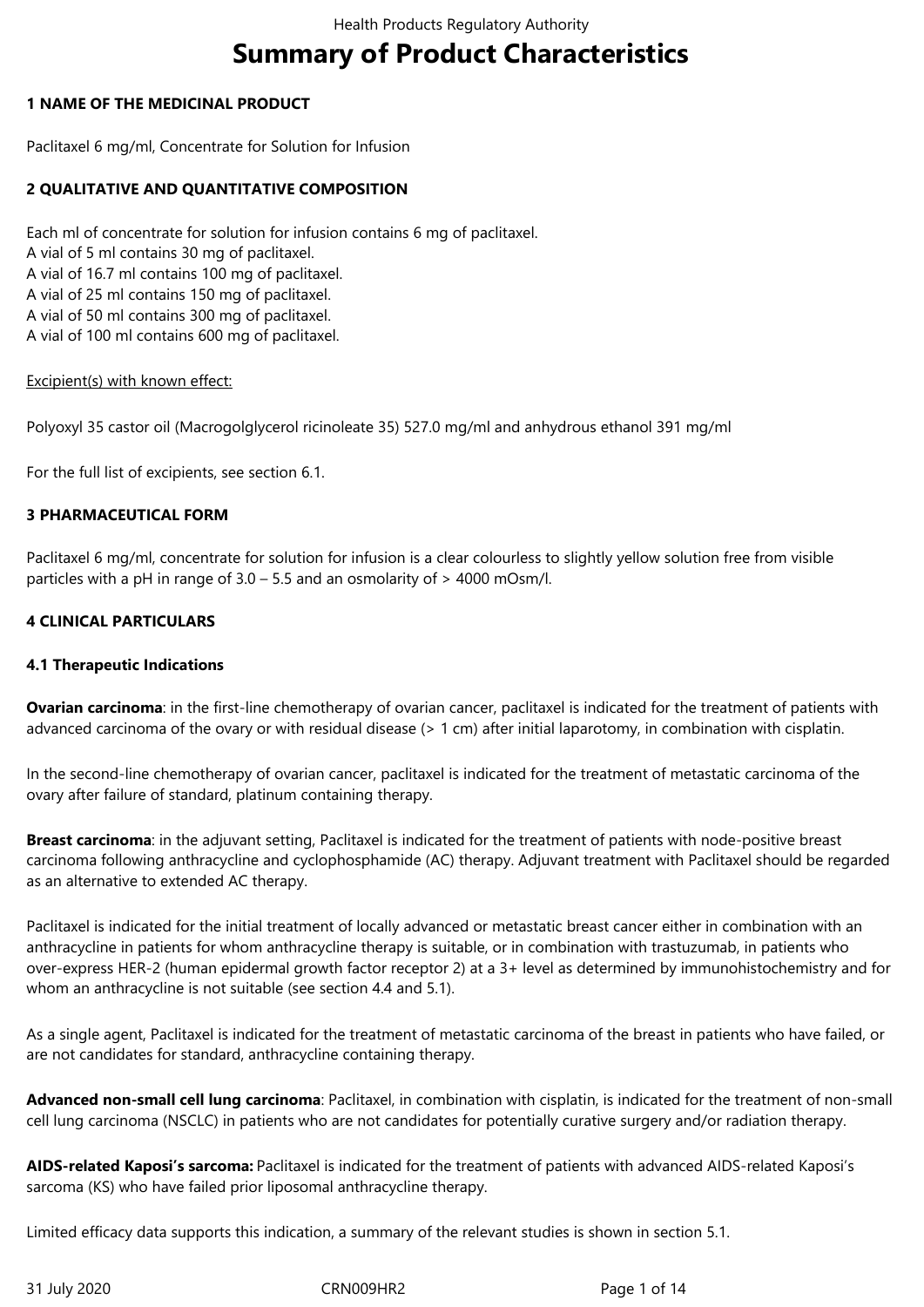# Summary of Product Characteristics

## 1 NAME OF THE MEDICINAL PRODUCT

Paclitaxel 6 mg/ml, Concentrate for Solution for Infusion

## 2 QUALITATIVE AND QUANTITATIVE COMPOSITION

Each ml of concentrate for solution for infusion contains 6 mg of paclitaxel.
A vial of 5 ml contains 30 mg of paclitaxel.
A vial of 16.7 ml contains 100 mg of paclitaxel.
A vial of 25 ml contains 150 mg of paclitaxel.
A vial of 50 ml contains 300 mg of paclitaxel.
A vial of 100 ml contains 600 mg of paclitaxel.

Excipient(s) with known effect:

Polyoxyl 35 castor oil (Macrogolglycerol ricinoleate 35) 527.0 mg/ml and anhydrous ethanol 391 mg/ml

For the full list of excipients, see section 6.1.

## 3 PHARMACEUTICAL FORM

Paclitaxel 6 mg/ml, concentrate for solution for infusion is a clear colourless to slightly yellow solution free from visible particles with a pH in range of 3.0 – 5.5 and an osmolarity of > 4000 mOsm/l.

## 4 CLINICAL PARTICULARS

### 4.1 Therapeutic Indications

**Ovarian carcinoma**: in the first-line chemotherapy of ovarian cancer, paclitaxel is indicated for the treatment of patients with advanced carcinoma of the ovary or with residual disease (> 1 cm) after initial laparotomy, in combination with cisplatin.

In the second-line chemotherapy of ovarian cancer, paclitaxel is indicated for the treatment of metastatic carcinoma of the ovary after failure of standard, platinum containing therapy.

**Breast carcinoma**: in the adjuvant setting, Paclitaxel is indicated for the treatment of patients with node-positive breast carcinoma following anthracycline and cyclophosphamide (AC) therapy. Adjuvant treatment with Paclitaxel should be regarded as an alternative to extended AC therapy.

Paclitaxel is indicated for the initial treatment of locally advanced or metastatic breast cancer either in combination with an anthracycline in patients for whom anthracycline therapy is suitable, or in combination with trastuzumab, in patients who over-express HER-2 (human epidermal growth factor receptor 2) at a 3+ level as determined by immunohistochemistry and for whom an anthracycline is not suitable (see section 4.4 and 5.1).

As a single agent, Paclitaxel is indicated for the treatment of metastatic carcinoma of the breast in patients who have failed, or are not candidates for standard, anthracycline containing therapy.

**Advanced non-small cell lung carcinoma**: Paclitaxel, in combination with cisplatin, is indicated for the treatment of non-small cell lung carcinoma (NSCLC) in patients who are not candidates for potentially curative surgery and/or radiation therapy.

**AIDS-related Kaposi's sarcoma:** Paclitaxel is indicated for the treatment of patients with advanced AIDS-related Kaposi's sarcoma (KS) who have failed prior liposomal anthracycline therapy.

Limited efficacy data supports this indication, a summary of the relevant studies is shown in section 5.1.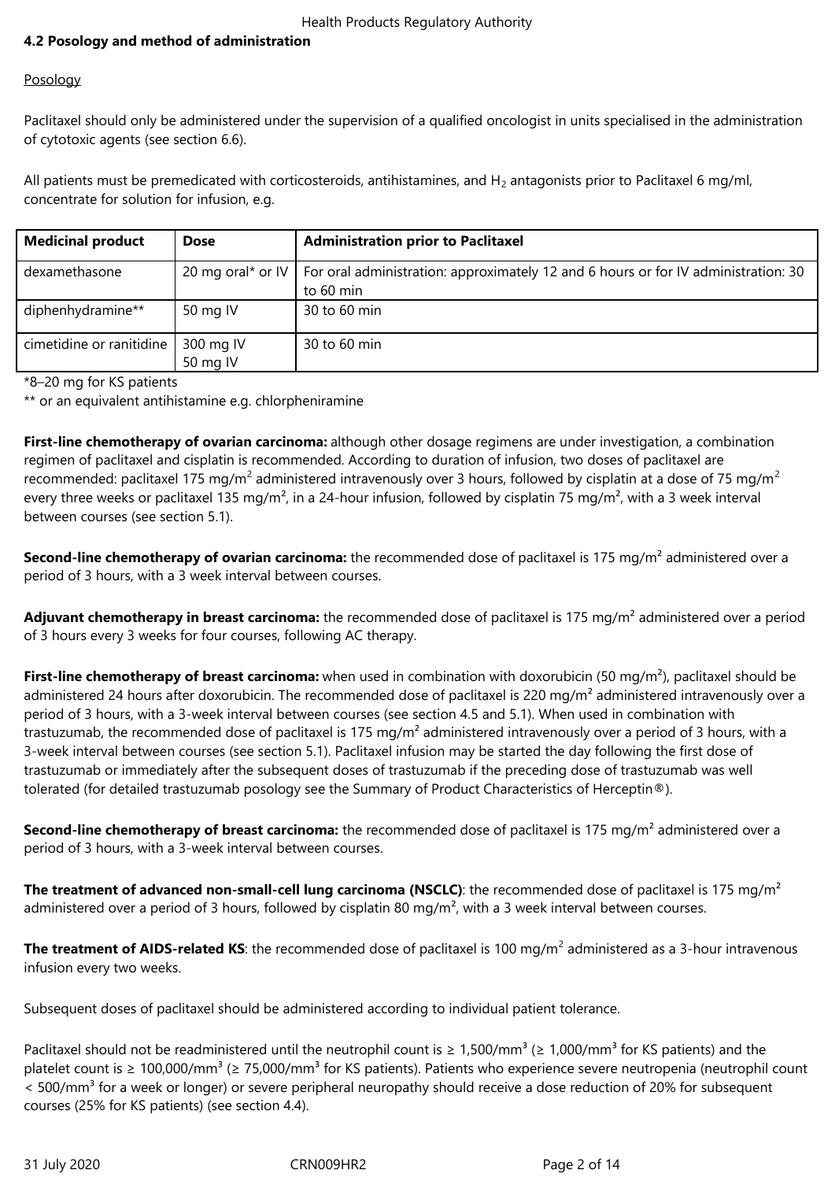## 4.2 Posology and method of administration

Posology

Paclitaxel should only be administered under the supervision of a qualified oncologist in units specialised in the administration of cytotoxic agents (see section 6.6).

All patients must be premedicated with corticosteroids, antihistamines, and $H_2$ antagonists prior to Paclitaxel 6 mg/ml, concentrate for solution for infusion, e.g.

| Medicinal product | Dose | Administration prior to Paclitaxel |
|---|---|---|
| dexamethasone | 20 mg oral* or IV | For oral administration: approximately 12 and 6 hours or for IV administration: 30 to 60 min |
| diphenhydramine** | 50 mg IV | 30 to 60 min |
| cimetidine or ranitidine | 300 mg IV<br>50 mg IV | 30 to 60 min |

*8–20 mg for KS patients

** or an equivalent antihistamine e.g. chlorpheniramine

**First-line chemotherapy of ovarian carcinoma:** although other dosage regimens are under investigation, a combination regimen of paclitaxel and cisplatin is recommended. According to duration of infusion, two doses of paclitaxel are recommended: paclitaxel 175 mg/m² administered intravenously over 3 hours, followed by cisplatin at a dose of 75 mg/m² every three weeks or paclitaxel 135 mg/m², in a 24-hour infusion, followed by cisplatin 75 mg/m², with a 3 week interval between courses (see section 5.1).

**Second-line chemotherapy of ovarian carcinoma:** the recommended dose of paclitaxel is 175 mg/m² administered over a period of 3 hours, with a 3 week interval between courses.

**Adjuvant chemotherapy in breast carcinoma:** the recommended dose of paclitaxel is 175 mg/m² administered over a period of 3 hours every 3 weeks for four courses, following AC therapy.

**First-line chemotherapy of breast carcinoma:** when used in combination with doxorubicin (50 mg/m²), paclitaxel should be administered 24 hours after doxorubicin. The recommended dose of paclitaxel is 220 mg/m² administered intravenously over a period of 3 hours, with a 3-week interval between courses (see section 4.5 and 5.1). When used in combination with trastuzumab, the recommended dose of paclitaxel is 175 mg/m² administered intravenously over a period of 3 hours, with a 3-week interval between courses (see section 5.1). Paclitaxel infusion may be started the day following the first dose of trastuzumab or immediately after the subsequent doses of trastuzumab if the preceding dose of trastuzumab was well tolerated (for detailed trastuzumab posology see the Summary of Product Characteristics of Herceptin®).

**Second-line chemotherapy of breast carcinoma:** the recommended dose of paclitaxel is 175 mg/m² administered over a period of 3 hours, with a 3-week interval between courses.

**The treatment of advanced non-small-cell lung carcinoma (NSCLC)**: the recommended dose of paclitaxel is 175 mg/m² administered over a period of 3 hours, followed by cisplatin 80 mg/m², with a 3 week interval between courses.

**The treatment of AIDS-related KS**: the recommended dose of paclitaxel is 100 mg/m² administered as a 3-hour intravenous infusion every two weeks.

Subsequent doses of paclitaxel should be administered according to individual patient tolerance.

Paclitaxel should not be readministered until the neutrophil count is ≥ 1,500/mm³ (≥ 1,000/mm³ for KS patients) and the platelet count is ≥ 100,000/mm³ (≥ 75,000/mm³ for KS patients). Patients who experience severe neutropenia (neutrophil count < 500/mm³ for a week or longer) or severe peripheral neuropathy should receive a dose reduction of 20% for subsequent courses (25% for KS patients) (see section 4.4).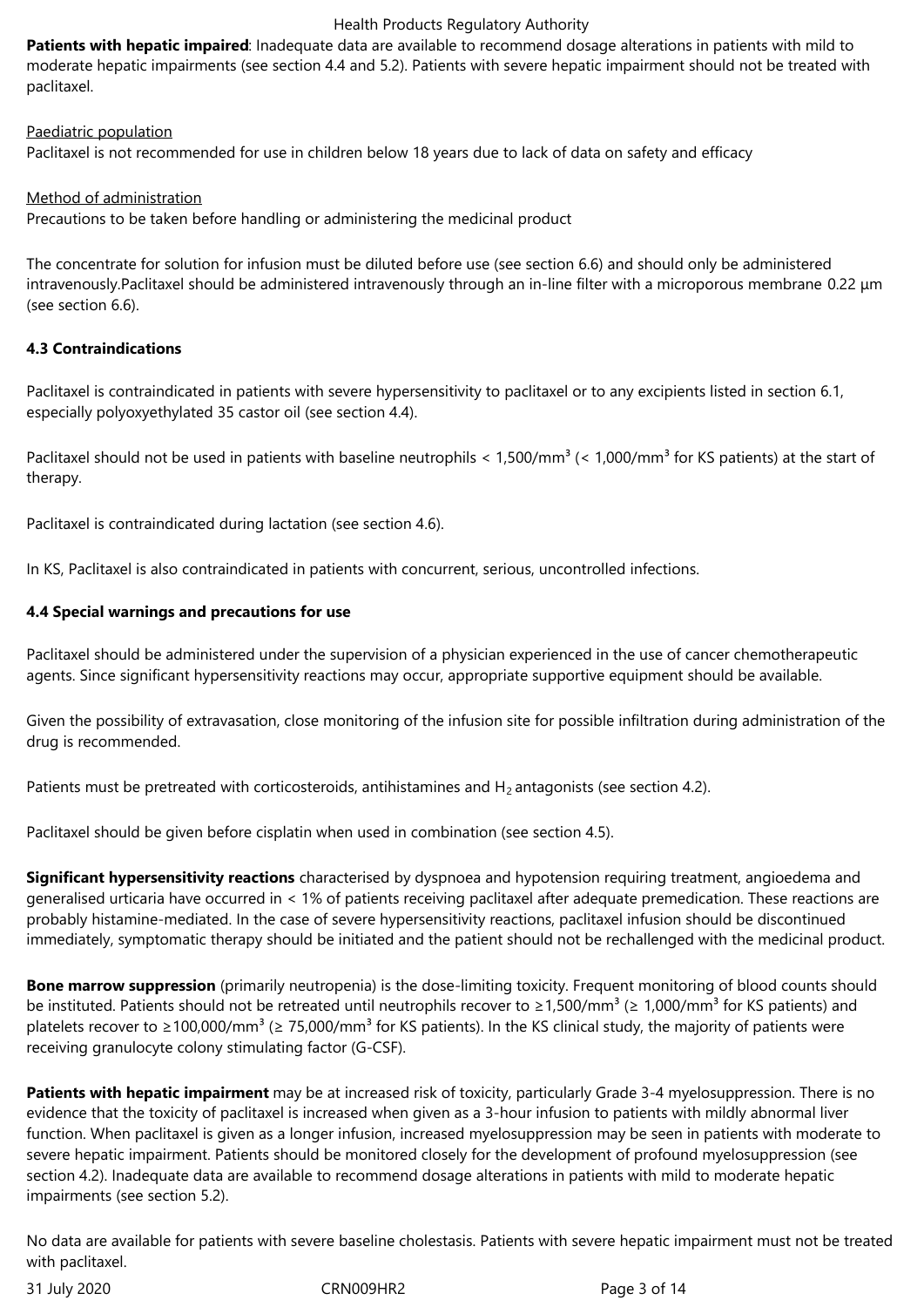**Patients with hepatic impaired**: Inadequate data are available to recommend dosage alterations in patients with mild to moderate hepatic impairments (see section 4.4 and 5.2). Patients with severe hepatic impairment should not be treated with paclitaxel.

Paediatric population

Paclitaxel is not recommended for use in children below 18 years due to lack of data on safety and efficacy

Method of administration

Precautions to be taken before handling or administering the medicinal product

The concentrate for solution for infusion must be diluted before use (see section 6.6) and should only be administered intravenously.Paclitaxel should be administered intravenously through an in-line filter with a microporous membrane 0.22 µm (see section 6.6).

### 4.3 Contraindications

Paclitaxel is contraindicated in patients with severe hypersensitivity to paclitaxel or to any excipients listed in section 6.1, especially polyoxyethylated 35 castor oil (see section 4.4).

Paclitaxel should not be used in patients with baseline neutrophils < 1,500/mm³ (< 1,000/mm³ for KS patients) at the start of therapy.

Paclitaxel is contraindicated during lactation (see section 4.6).

In KS, Paclitaxel is also contraindicated in patients with concurrent, serious, uncontrolled infections.

### 4.4 Special warnings and precautions for use

Paclitaxel should be administered under the supervision of a physician experienced in the use of cancer chemotherapeutic agents. Since significant hypersensitivity reactions may occur, appropriate supportive equipment should be available.

Given the possibility of extravasation, close monitoring of the infusion site for possible infiltration during administration of the drug is recommended.

Patients must be pretreated with corticosteroids, antihistamines and $H_2$ antagonists (see section 4.2).

Paclitaxel should be given before cisplatin when used in combination (see section 4.5).

**Significant hypersensitivity reactions** characterised by dyspnoea and hypotension requiring treatment, angioedema and generalised urticaria have occurred in < 1% of patients receiving paclitaxel after adequate premedication. These reactions are probably histamine-mediated. In the case of severe hypersensitivity reactions, paclitaxel infusion should be discontinued immediately, symptomatic therapy should be initiated and the patient should not be rechallenged with the medicinal product.

**Bone marrow suppression** (primarily neutropenia) is the dose-limiting toxicity. Frequent monitoring of blood counts should be instituted. Patients should not be retreated until neutrophils recover to ≥1,500/mm³ (≥ 1,000/mm³ for KS patients) and platelets recover to ≥100,000/mm³ (≥ 75,000/mm³ for KS patients). In the KS clinical study, the majority of patients were receiving granulocyte colony stimulating factor (G-CSF).

**Patients with hepatic impairment** may be at increased risk of toxicity, particularly Grade 3-4 myelosuppression. There is no evidence that the toxicity of paclitaxel is increased when given as a 3-hour infusion to patients with mildly abnormal liver function. When paclitaxel is given as a longer infusion, increased myelosuppression may be seen in patients with moderate to severe hepatic impairment. Patients should be monitored closely for the development of profound myelosuppression (see section 4.2). Inadequate data are available to recommend dosage alterations in patients with mild to moderate hepatic impairments (see section 5.2).

No data are available for patients with severe baseline cholestasis. Patients with severe hepatic impairment must not be treated with paclitaxel.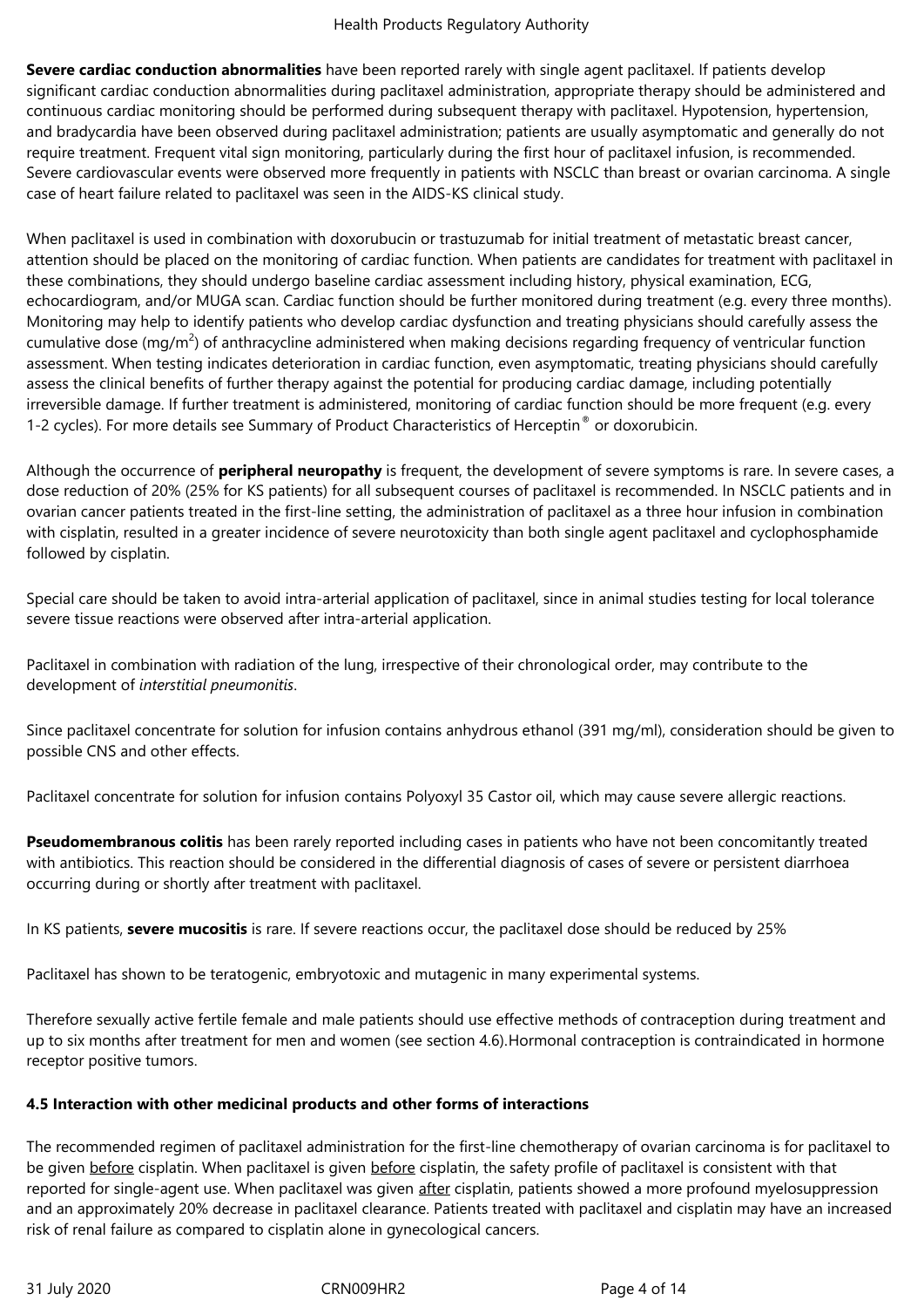**Severe cardiac conduction abnormalities** have been reported rarely with single agent paclitaxel. If patients develop significant cardiac conduction abnormalities during paclitaxel administration, appropriate therapy should be administered and continuous cardiac monitoring should be performed during subsequent therapy with paclitaxel. Hypotension, hypertension, and bradycardia have been observed during paclitaxel administration; patients are usually asymptomatic and generally do not require treatment. Frequent vital sign monitoring, particularly during the first hour of paclitaxel infusion, is recommended. Severe cardiovascular events were observed more frequently in patients with NSCLC than breast or ovarian carcinoma. A single case of heart failure related to paclitaxel was seen in the AIDS-KS clinical study.

When paclitaxel is used in combination with doxorubicin or trastuzumab for initial treatment of metastatic breast cancer, attention should be placed on the monitoring of cardiac function. When patients are candidates for treatment with paclitaxel in these combinations, they should undergo baseline cardiac assessment including history, physical examination, ECG, echocardiogram, and/or MUGA scan. Cardiac function should be further monitored during treatment (e.g. every three months). Monitoring may help to identify patients who develop cardiac dysfunction and treating physicians should carefully assess the cumulative dose (mg/m$^2$) of anthracycline administered when making decisions regarding frequency of ventricular function assessment. When testing indicates deterioration in cardiac function, even asymptomatic, treating physicians should carefully assess the clinical benefits of further therapy against the potential for producing cardiac damage, including potentially irreversible damage. If further treatment is administered, monitoring of cardiac function should be more frequent (e.g. every 1-2 cycles). For more details see Summary of Product Characteristics of Herceptin® or doxorubicin.

Although the occurrence of **peripheral neuropathy** is frequent, the development of severe symptoms is rare. In severe cases, a dose reduction of 20% (25% for KS patients) for all subsequent courses of paclitaxel is recommended. In NSCLC patients and in ovarian cancer patients treated in the first-line setting, the administration of paclitaxel as a three hour infusion in combination with cisplatin, resulted in a greater incidence of severe neurotoxicity than both single agent paclitaxel and cyclophosphamide followed by cisplatin.

Special care should be taken to avoid intra-arterial application of paclitaxel, since in animal studies testing for local tolerance severe tissue reactions were observed after intra-arterial application.

Paclitaxel in combination with radiation of the lung, irrespective of their chronological order, may contribute to the development of *interstitial pneumonitis*.

Since paclitaxel concentrate for solution for infusion contains anhydrous ethanol (391 mg/ml), consideration should be given to possible CNS and other effects.

Paclitaxel concentrate for solution for infusion contains Polyoxyl 35 Castor oil, which may cause severe allergic reactions.

**Pseudomembranous colitis** has been rarely reported including cases in patients who have not been concomitantly treated with antibiotics. This reaction should be considered in the differential diagnosis of cases of severe or persistent diarrhoea occurring during or shortly after treatment with paclitaxel.

In KS patients, **severe mucositis** is rare. If severe reactions occur, the paclitaxel dose should be reduced by 25%

Paclitaxel has shown to be teratogenic, embryotoxic and mutagenic in many experimental systems.

Therefore sexually active fertile female and male patients should use effective methods of contraception during treatment and up to six months after treatment for men and women (see section 4.6).Hormonal contraception is contraindicated in hormone receptor positive tumors.

**4.5 Interaction with other medicinal products and other forms of interactions**

The recommended regimen of paclitaxel administration for the first-line chemotherapy of ovarian carcinoma is for paclitaxel to be given before cisplatin. When paclitaxel is given before cisplatin, the safety profile of paclitaxel is consistent with that reported for single-agent use. When paclitaxel was given after cisplatin, patients showed a more profound myelosuppression and an approximately 20% decrease in paclitaxel clearance. Patients treated with paclitaxel and cisplatin may have an increased risk of renal failure as compared to cisplatin alone in gynecological cancers.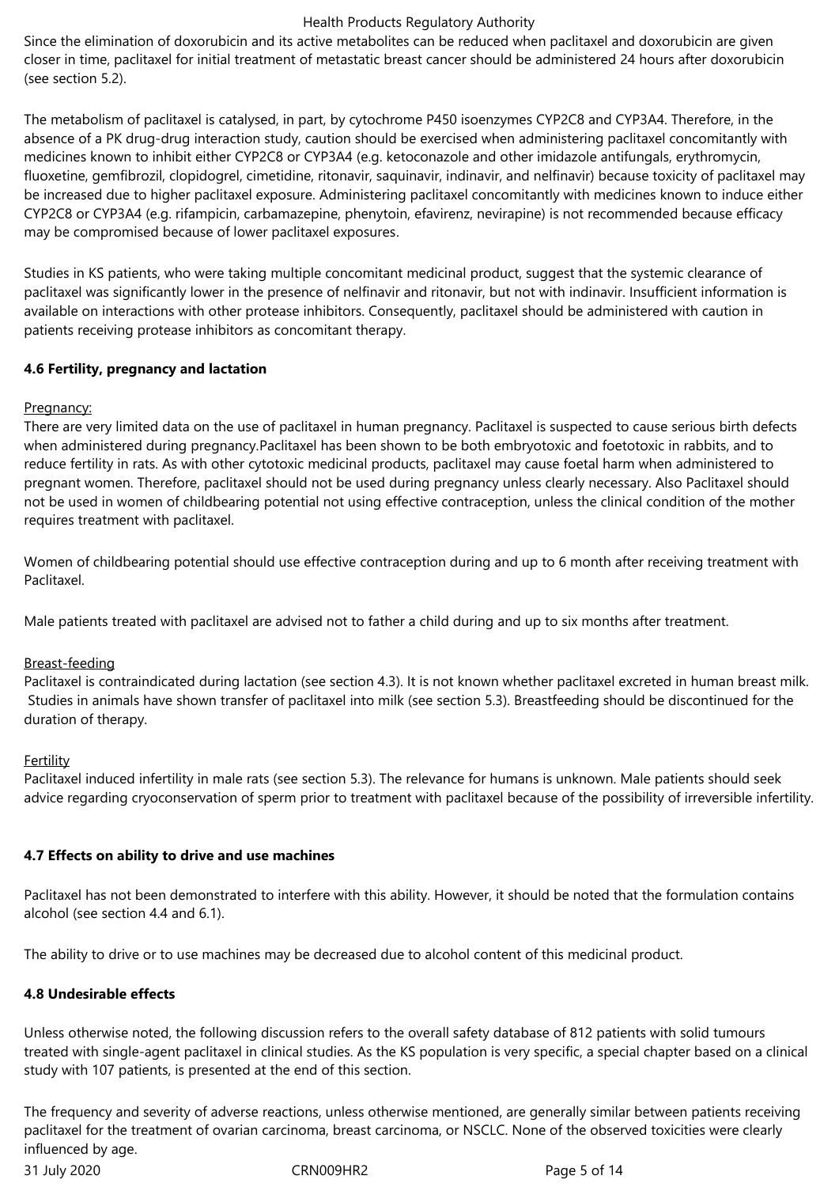Since the elimination of doxorubicin and its active metabolites can be reduced when paclitaxel and doxorubicin are given closer in time, paclitaxel for initial treatment of metastatic breast cancer should be administered 24 hours after doxorubicin (see section 5.2).

The metabolism of paclitaxel is catalysed, in part, by cytochrome P450 isoenzymes CYP2C8 and CYP3A4. Therefore, in the absence of a PK drug-drug interaction study, caution should be exercised when administering paclitaxel concomitantly with medicines known to inhibit either CYP2C8 or CYP3A4 (e.g. ketoconazole and other imidazole antifungals, erythromycin, fluoxetine, gemfibrozil, clopidogrel, cimetidine, ritonavir, saquinavir, indinavir, and nelfinavir) because toxicity of paclitaxel may be increased due to higher paclitaxel exposure. Administering paclitaxel concomitantly with medicines known to induce either CYP2C8 or CYP3A4 (e.g. rifampicin, carbamazepine, phenytoin, efavirenz, nevirapine) is not recommended because efficacy may be compromised because of lower paclitaxel exposures.

Studies in KS patients, who were taking multiple concomitant medicinal product, suggest that the systemic clearance of paclitaxel was significantly lower in the presence of nelfinavir and ritonavir, but not with indinavir. Insufficient information is available on interactions with other protease inhibitors. Consequently, paclitaxel should be administered with caution in patients receiving protease inhibitors as concomitant therapy.

**4.6 Fertility, pregnancy and lactation**

Pregnancy:

There are very limited data on the use of paclitaxel in human pregnancy. Paclitaxel is suspected to cause serious birth defects when administered during pregnancy.Paclitaxel has been shown to be both embryotoxic and foetotoxic in rabbits, and to reduce fertility in rats. As with other cytotoxic medicinal products, paclitaxel may cause foetal harm when administered to pregnant women. Therefore, paclitaxel should not be used during pregnancy unless clearly necessary. Also Paclitaxel should not be used in women of childbearing potential not using effective contraception, unless the clinical condition of the mother requires treatment with paclitaxel.

Women of childbearing potential should use effective contraception during and up to 6 month after receiving treatment with Paclitaxel.

Male patients treated with paclitaxel are advised not to father a child during and up to six months after treatment.

Breast-feeding

Paclitaxel is contraindicated during lactation (see section 4.3). It is not known whether paclitaxel excreted in human breast milk. Studies in animals have shown transfer of paclitaxel into milk (see section 5.3). Breastfeeding should be discontinued for the duration of therapy.

Fertility

Paclitaxel induced infertility in male rats (see section 5.3). The relevance for humans is unknown. Male patients should seek advice regarding cryoconservation of sperm prior to treatment with paclitaxel because of the possibility of irreversible infertility.

**4.7 Effects on ability to drive and use machines**

Paclitaxel has not been demonstrated to interfere with this ability. However, it should be noted that the formulation contains alcohol (see section 4.4 and 6.1).

The ability to drive or to use machines may be decreased due to alcohol content of this medicinal product.

**4.8 Undesirable effects**

Unless otherwise noted, the following discussion refers to the overall safety database of 812 patients with solid tumours treated with single-agent paclitaxel in clinical studies. As the KS population is very specific, a special chapter based on a clinical study with 107 patients, is presented at the end of this section.

The frequency and severity of adverse reactions, unless otherwise mentioned, are generally similar between patients receiving paclitaxel for the treatment of ovarian carcinoma, breast carcinoma, or NSCLC. None of the observed toxicities were clearly influenced by age.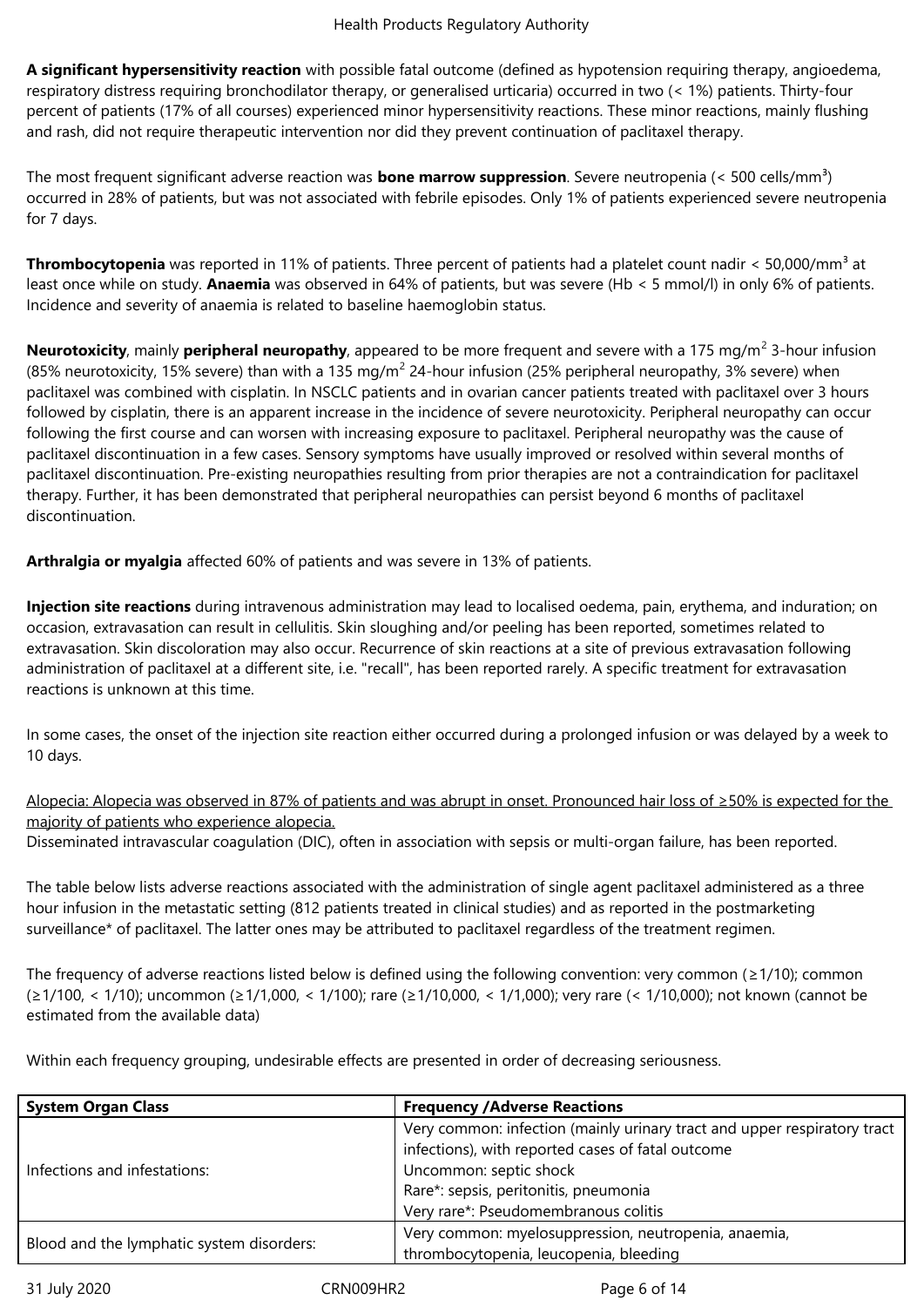**A significant hypersensitivity reaction** with possible fatal outcome (defined as hypotension requiring therapy, angioedema, respiratory distress requiring bronchodilator therapy, or generalised urticaria) occurred in two (< 1%) patients. Thirty-four percent of patients (17% of all courses) experienced minor hypersensitivity reactions. These minor reactions, mainly flushing and rash, did not require therapeutic intervention nor did they prevent continuation of paclitaxel therapy.

The most frequent significant adverse reaction was **bone marrow suppression**. Severe neutropenia (< 500 cells/mm³) occurred in 28% of patients, but was not associated with febrile episodes. Only 1% of patients experienced severe neutropenia for 7 days.

**Thrombocytopenia** was reported in 11% of patients. Three percent of patients had a platelet count nadir < 50,000/mm³ at least once while on study. **Anaemia** was observed in 64% of patients, but was severe (Hb < 5 mmol/l) in only 6% of patients. Incidence and severity of anaemia is related to baseline haemoglobin status.

**Neurotoxicity**, mainly **peripheral neuropathy**, appeared to be more frequent and severe with a 175 mg/m$^2$ 3-hour infusion (85% neurotoxicity, 15% severe) than with a 135 mg/m$^2$ 24-hour infusion (25% peripheral neuropathy, 3% severe) when paclitaxel was combined with cisplatin. In NSCLC patients and in ovarian cancer patients treated with paclitaxel over 3 hours followed by cisplatin, there is an apparent increase in the incidence of severe neurotoxicity. Peripheral neuropathy can occur following the first course and can worsen with increasing exposure to paclitaxel. Peripheral neuropathy was the cause of paclitaxel discontinuation in a few cases. Sensory symptoms have usually improved or resolved within several months of paclitaxel discontinuation. Pre-existing neuropathies resulting from prior therapies are not a contraindication for paclitaxel therapy. Further, it has been demonstrated that peripheral neuropathies can persist beyond 6 months of paclitaxel discontinuation.

**Arthralgia or myalgia** affected 60% of patients and was severe in 13% of patients.

**Injection site reactions** during intravenous administration may lead to localised oedema, pain, erythema, and induration; on occasion, extravasation can result in cellulitis. Skin sloughing and/or peeling has been reported, sometimes related to extravasation. Skin discoloration may also occur. Recurrence of skin reactions at a site of previous extravasation following administration of paclitaxel at a different site, i.e. "recall", has been reported rarely. A specific treatment for extravasation reactions is unknown at this time.

In some cases, the onset of the injection site reaction either occurred during a prolonged infusion or was delayed by a week to 10 days.

Alopecia: Alopecia was observed in 87% of patients and was abrupt in onset. Pronounced hair loss of ≥50% is expected for the majority of patients who experience alopecia.
Disseminated intravascular coagulation (DIC), often in association with sepsis or multi-organ failure, has been reported.

The table below lists adverse reactions associated with the administration of single agent paclitaxel administered as a three hour infusion in the metastatic setting (812 patients treated in clinical studies) and as reported in the postmarketing surveillance* of paclitaxel. The latter ones may be attributed to paclitaxel regardless of the treatment regimen.

The frequency of adverse reactions listed below is defined using the following convention: very common (≥1/10); common (≥1/100, < 1/10); uncommon (≥1/1,000, < 1/100); rare (≥1/10,000, < 1/1,000); very rare (< 1/10,000); not known (cannot be estimated from the available data)

Within each frequency grouping, undesirable effects are presented in order of decreasing seriousness.

| System Organ Class | Frequency /Adverse Reactions |
|---|---|
| Infections and infestations: | Very common: infection (mainly urinary tract and upper respiratory tract infections), with reported cases of fatal outcome<br>Uncommon: septic shock<br>Rare*: sepsis, peritonitis, pneumonia<br>Very rare*: Pseudomembranous colitis |
| Blood and the lymphatic system disorders: | Very common: myelosuppression, neutropenia, anaemia, thrombocytopenia, leucopenia, bleeding |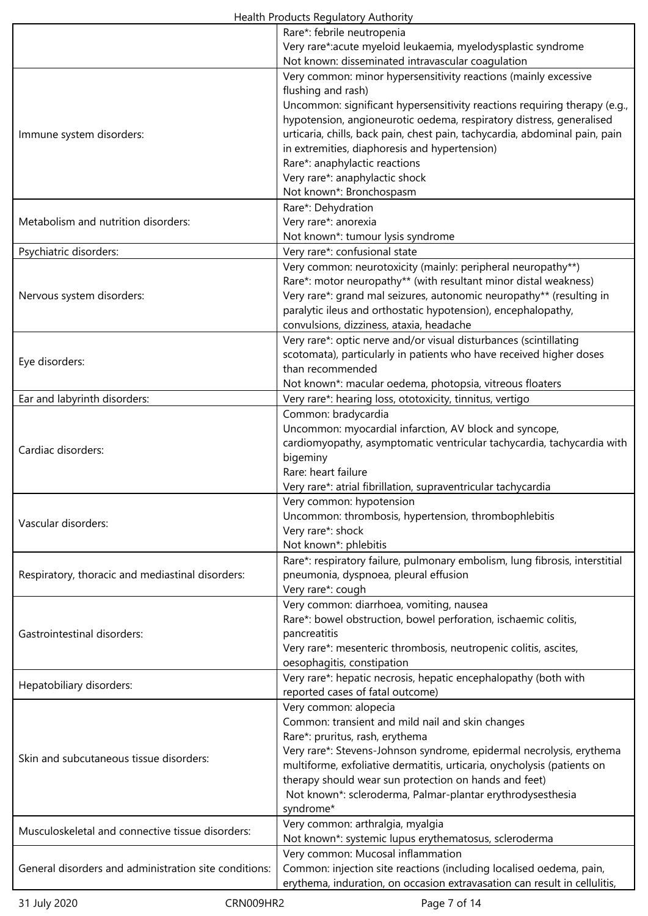| | |
|---|---|
| | Rare*: febrile neutropenia<br>Very rare*:acute myeloid leukaemia, myelodysplastic syndrome<br>Not known: disseminated intravascular coagulation |
| Immune system disorders: | Very common: minor hypersensitivity reactions (mainly excessive flushing and rash)<br>Uncommon: significant hypersensitivity reactions requiring therapy (e.g., hypotension, angioneurotic oedema, respiratory distress, generalised urticaria, chills, back pain, chest pain, tachycardia, abdominal pain, pain in extremities, diaphoresis and hypertension)<br>Rare*: anaphylactic reactions<br>Very rare*: anaphylactic shock<br>Not known*: Bronchospasm |
| Metabolism and nutrition disorders: | Rare*: Dehydration<br>Very rare*: anorexia<br>Not known*: tumour lysis syndrome |
| Psychiatric disorders: | Very rare*: confusional state |
| Nervous system disorders: | Very common: neurotoxicity (mainly: peripheral neuropathy**)<br>Rare*: motor neuropathy** (with resultant minor distal weakness)<br>Very rare*: grand mal seizures, autonomic neuropathy** (resulting in paralytic ileus and orthostatic hypotension), encephalopathy, convulsions, dizziness, ataxia, headache |
| Eye disorders: | Very rare*: optic nerve and/or visual disturbances (scintillating scotomata), particularly in patients who have received higher doses than recommended<br>Not known*: macular oedema, photopsia, vitreous floaters |
| Ear and labyrinth disorders: | Very rare*: hearing loss, ototoxicity, tinnitus, vertigo |
| Cardiac disorders: | Common: bradycardia<br>Uncommon: myocardial infarction, AV block and syncope, cardiomyopathy, asymptomatic ventricular tachycardia, tachycardia with bigeminy<br>Rare: heart failure<br>Very rare*: atrial fibrillation, supraventricular tachycardia |
| Vascular disorders: | Very common: hypotension<br>Uncommon: thrombosis, hypertension, thrombophlebitis<br>Very rare*: shock<br>Not known*: phlebitis |
| Respiratory, thoracic and mediastinal disorders: | Rare*: respiratory failure, pulmonary embolism, lung fibrosis, interstitial pneumonia, dyspnoea, pleural effusion<br>Very rare*: cough |
| Gastrointestinal disorders: | Very common: diarrhoea, vomiting, nausea<br>Rare*: bowel obstruction, bowel perforation, ischaemic colitis, pancreatitis<br>Very rare*: mesenteric thrombosis, neutropenic colitis, ascites, oesophagitis, constipation |
| Hepatobiliary disorders: | Very rare*: hepatic necrosis, hepatic encephalopathy (both with reported cases of fatal outcome) |
| Skin and subcutaneous tissue disorders: | Very common: alopecia<br>Common: transient and mild nail and skin changes<br>Rare*: pruritus, rash, erythema<br>Very rare*: Stevens-Johnson syndrome, epidermal necrolysis, erythema multiforme, exfoliative dermatitis, urticaria, onycholysis (patients on therapy should wear sun protection on hands and feet)<br>Not known*: scleroderma, Palmar-plantar erythrodysesthesia syndrome* |
| Musculoskeletal and connective tissue disorders: | Very common: arthralgia, myalgia<br>Not known*: systemic lupus erythematosus, scleroderma |
| General disorders and administration site conditions: | Very common: Mucosal inflammation<br>Common: injection site reactions (including localised oedema, pain, erythema, induration, on occasion extravasation can result in cellulitis, |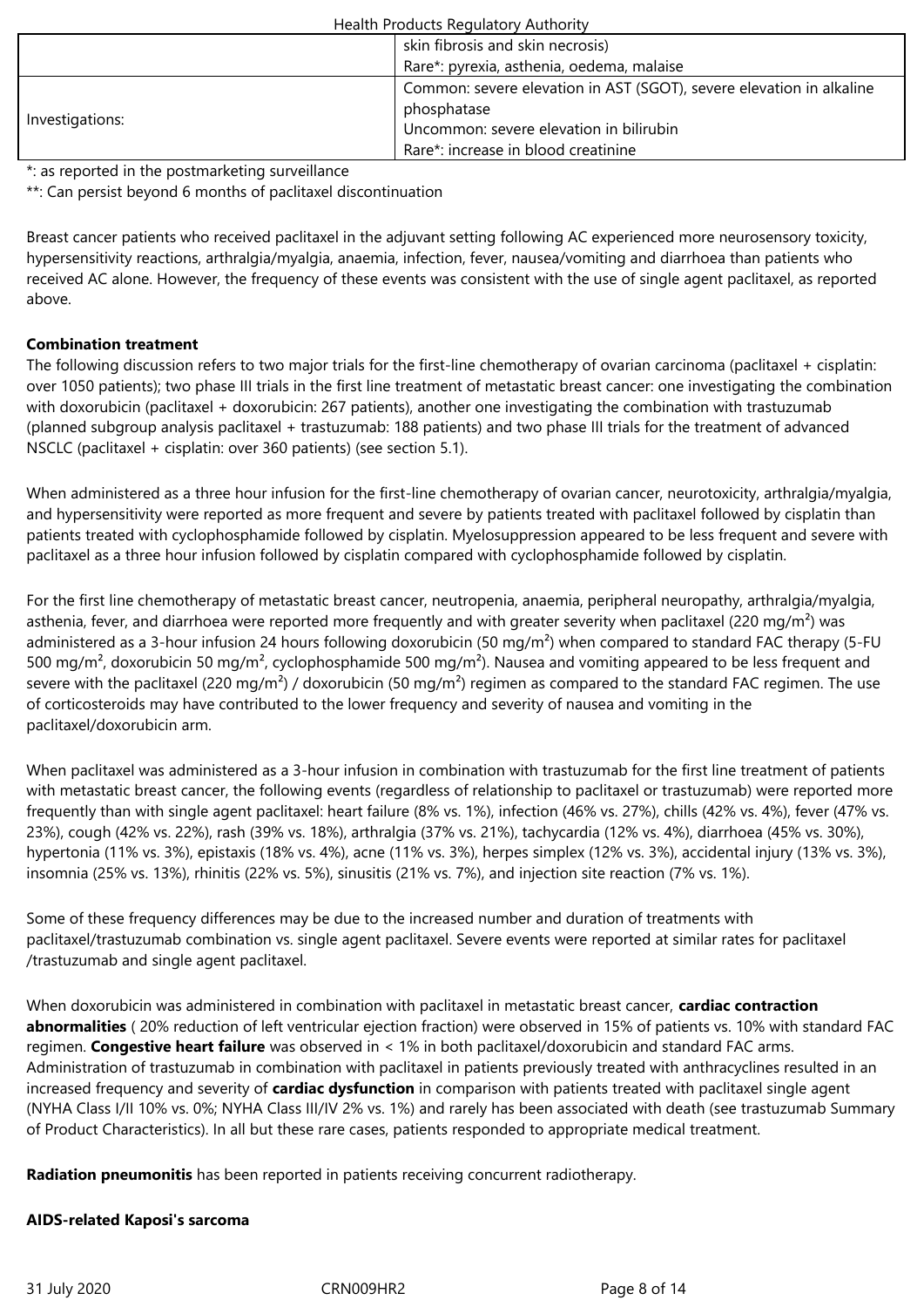| | |
|---|---|
| | skin fibrosis and skin necrosis)<br>Rare*: pyrexia, asthenia, oedema, malaise |
| Investigations: | Common: severe elevation in AST (SGOT), severe elevation in alkaline phosphatase<br>Uncommon: severe elevation in bilirubin<br>Rare*: increase in blood creatinine |

*: as reported in the postmarketing surveillance
**: Can persist beyond 6 months of paclitaxel discontinuation

Breast cancer patients who received paclitaxel in the adjuvant setting following AC experienced more neurosensory toxicity, hypersensitivity reactions, arthralgia/myalgia, anaemia, infection, fever, nausea/vomiting and diarrhoea than patients who received AC alone. However, the frequency of these events was consistent with the use of single agent paclitaxel, as reported above.

**Combination treatment**

The following discussion refers to two major trials for the first-line chemotherapy of ovarian carcinoma (paclitaxel + cisplatin: over 1050 patients); two phase III trials in the first line treatment of metastatic breast cancer: one investigating the combination with doxorubicin (paclitaxel + doxorubicin: 267 patients), another one investigating the combination with trastuzumab (planned subgroup analysis paclitaxel + trastuzumab: 188 patients) and two phase III trials for the treatment of advanced NSCLC (paclitaxel + cisplatin: over 360 patients) (see section 5.1).

When administered as a three hour infusion for the first-line chemotherapy of ovarian cancer, neurotoxicity, arthralgia/myalgia, and hypersensitivity were reported as more frequent and severe by patients treated with paclitaxel followed by cisplatin than patients treated with cyclophosphamide followed by cisplatin. Myelosuppression appeared to be less frequent and severe with paclitaxel as a three hour infusion followed by cisplatin compared with cyclophosphamide followed by cisplatin.

For the first line chemotherapy of metastatic breast cancer, neutropenia, anaemia, peripheral neuropathy, arthralgia/myalgia, asthenia, fever, and diarrhoea were reported more frequently and with greater severity when paclitaxel (220 mg/m²) was administered as a 3-hour infusion 24 hours following doxorubicin (50 mg/m²) when compared to standard FAC therapy (5-FU 500 mg/m², doxorubicin 50 mg/m², cyclophosphamide 500 mg/m²). Nausea and vomiting appeared to be less frequent and severe with the paclitaxel (220 mg/m²) / doxorubicin (50 mg/m²) regimen as compared to the standard FAC regimen. The use of corticosteroids may have contributed to the lower frequency and severity of nausea and vomiting in the paclitaxel/doxorubicin arm.

When paclitaxel was administered as a 3-hour infusion in combination with trastuzumab for the first line treatment of patients with metastatic breast cancer, the following events (regardless of relationship to paclitaxel or trastuzumab) were reported more frequently than with single agent paclitaxel: heart failure (8% vs. 1%), infection (46% vs. 27%), chills (42% vs. 4%), fever (47% vs. 23%), cough (42% vs. 22%), rash (39% vs. 18%), arthralgia (37% vs. 21%), tachycardia (12% vs. 4%), diarrhoea (45% vs. 30%), hypertonia (11% vs. 3%), epistaxis (18% vs. 4%), acne (11% vs. 3%), herpes simplex (12% vs. 3%), accidental injury (13% vs. 3%), insomnia (25% vs. 13%), rhinitis (22% vs. 5%), sinusitis (21% vs. 7%), and injection site reaction (7% vs. 1%).

Some of these frequency differences may be due to the increased number and duration of treatments with paclitaxel/trastuzumab combination vs. single agent paclitaxel. Severe events were reported at similar rates for paclitaxel /trastuzumab and single agent paclitaxel.

When doxorubicin was administered in combination with paclitaxel in metastatic breast cancer, **cardiac contraction abnormalities** ( 20% reduction of left ventricular ejection fraction) were observed in 15% of patients vs. 10% with standard FAC regimen. **Congestive heart failure** was observed in < 1% in both paclitaxel/doxorubicin and standard FAC arms. Administration of trastuzumab in combination with paclitaxel in patients previously treated with anthracyclines resulted in an increased frequency and severity of **cardiac dysfunction** in comparison with patients treated with paclitaxel single agent (NYHA Class I/II 10% vs. 0%; NYHA Class III/IV 2% vs. 1%) and rarely has been associated with death (see trastuzumab Summary of Product Characteristics). In all but these rare cases, patients responded to appropriate medical treatment.

**Radiation pneumonitis** has been reported in patients receiving concurrent radiotherapy.

**AIDS-related Kaposi's sarcoma**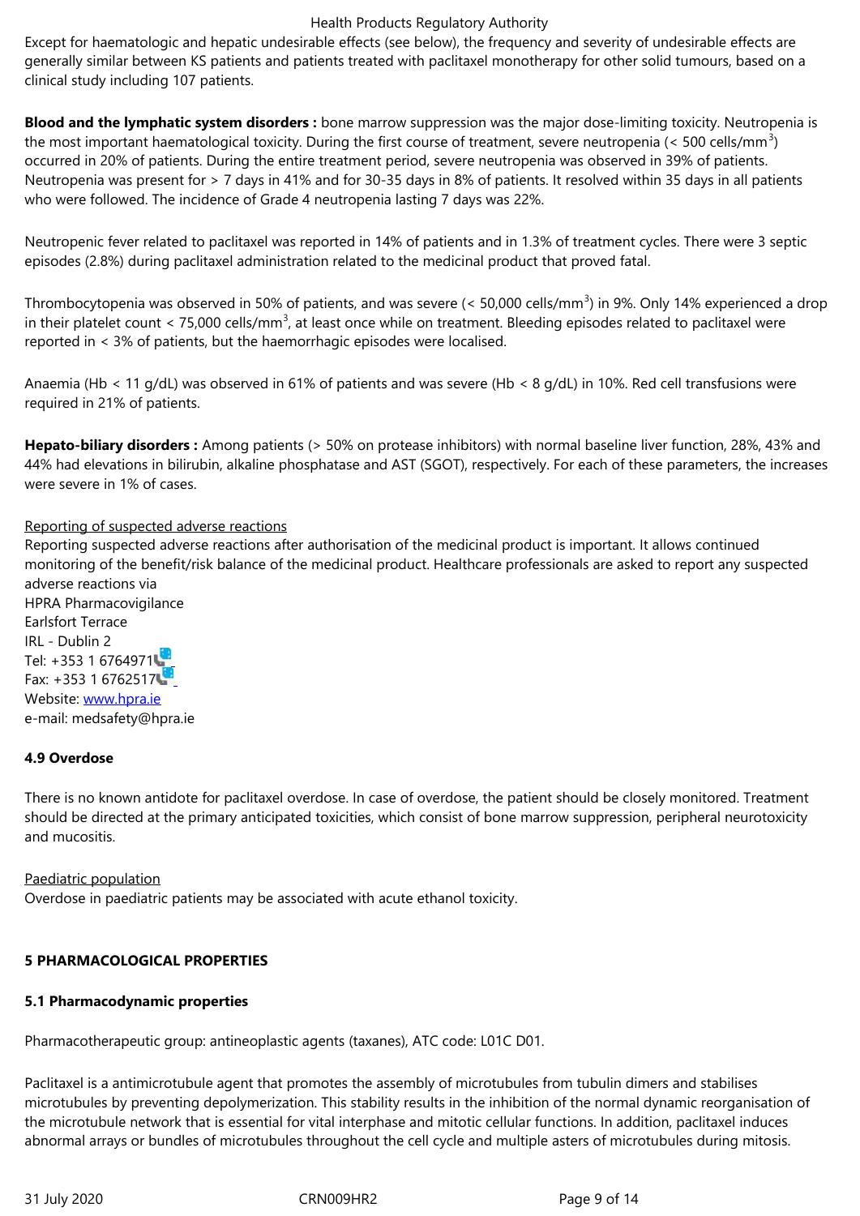Except for haematologic and hepatic undesirable effects (see below), the frequency and severity of undesirable effects are generally similar between KS patients and patients treated with paclitaxel monotherapy for other solid tumours, based on a clinical study including 107 patients.

**Blood and the lymphatic system disorders :** bone marrow suppression was the major dose-limiting toxicity. Neutropenia is the most important haematological toxicity. During the first course of treatment, severe neutropenia (< 500 cells/$mm^3$) occurred in 20% of patients. During the entire treatment period, severe neutropenia was observed in 39% of patients. Neutropenia was present for > 7 days in 41% and for 30-35 days in 8% of patients. It resolved within 35 days in all patients who were followed. The incidence of Grade 4 neutropenia lasting 7 days was 22%.

Neutropenic fever related to paclitaxel was reported in 14% of patients and in 1.3% of treatment cycles. There were 3 septic episodes (2.8%) during paclitaxel administration related to the medicinal product that proved fatal.

Thrombocytopenia was observed in 50% of patients, and was severe (< 50,000 cells/$mm^3$) in 9%. Only 14% experienced a drop in their platelet count < 75,000 cells/$mm^3$, at least once while on treatment. Bleeding episodes related to paclitaxel were reported in < 3% of patients, but the haemorrhagic episodes were localised.

Anaemia (Hb < 11 g/dL) was observed in 61% of patients and was severe (Hb < 8 g/dL) in 10%. Red cell transfusions were required in 21% of patients.

**Hepato-biliary disorders :** Among patients (> 50% on protease inhibitors) with normal baseline liver function, 28%, 43% and 44% had elevations in bilirubin, alkaline phosphatase and AST (SGOT), respectively. For each of these parameters, the increases were severe in 1% of cases.

Reporting of suspected adverse reactions

Reporting suspected adverse reactions after authorisation of the medicinal product is important. It allows continued monitoring of the benefit/risk balance of the medicinal product. Healthcare professionals are asked to report any suspected adverse reactions via

HPRA Pharmacovigilance
Earlsfort Terrace
IRL - Dublin 2
Tel: +353 1 6764971
Fax: +353 1 6762517
Website: www.hpra.ie
e-mail: medsafety@hpra.ie

### 4.9 Overdose

There is no known antidote for paclitaxel overdose. In case of overdose, the patient should be closely monitored. Treatment should be directed at the primary anticipated toxicities, which consist of bone marrow suppression, peripheral neurotoxicity and mucositis.

Paediatric population

Overdose in paediatric patients may be associated with acute ethanol toxicity.

## 5 PHARMACOLOGICAL PROPERTIES

### 5.1 Pharmacodynamic properties

Pharmacotherapeutic group: antineoplastic agents (taxanes), ATC code: L01C D01.

Paclitaxel is a antimicrotubule agent that promotes the assembly of microtubules from tubulin dimers and stabilises microtubules by preventing depolymerization. This stability results in the inhibition of the normal dynamic reorganisation of the microtubule network that is essential for vital interphase and mitotic cellular functions. In addition, paclitaxel induces abnormal arrays or bundles of microtubules throughout the cell cycle and multiple asters of microtubules during mitosis.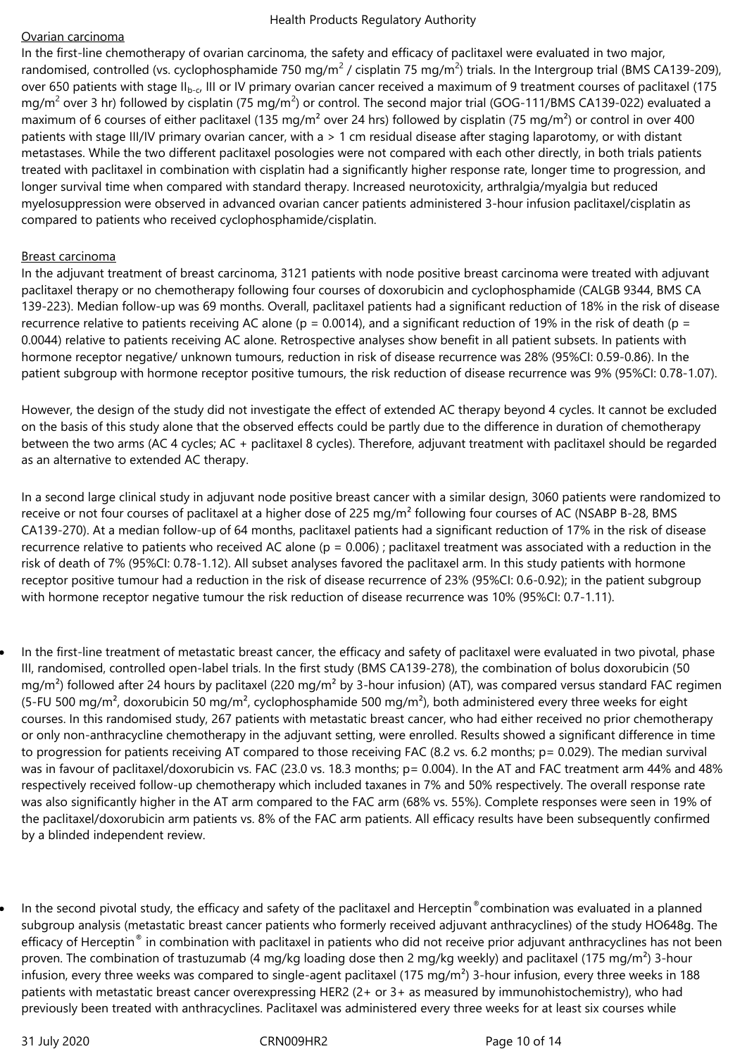Ovarian carcinoma

In the first-line chemotherapy of ovarian carcinoma, the safety and efficacy of paclitaxel were evaluated in two major, randomised, controlled (vs. cyclophosphamide 750 mg/m$^2$ / cisplatin 75 mg/m$^2$) trials. In the Intergroup trial (BMS CA139-209), over 650 patients with stage $II_{b-c}$, III or IV primary ovarian cancer received a maximum of 9 treatment courses of paclitaxel (175 mg/m$^2$ over 3 hr) followed by cisplatin (75 mg/m$^2$) or control. The second major trial (GOG-111/BMS CA139-022) evaluated a maximum of 6 courses of either paclitaxel (135 mg/m² over 24 hrs) followed by cisplatin (75 mg/m²) or control in over 400 patients with stage III/IV primary ovarian cancer, with a > 1 cm residual disease after staging laparotomy, or with distant metastases. While the two different paclitaxel posologies were not compared with each other directly, in both trials patients treated with paclitaxel in combination with cisplatin had a significantly higher response rate, longer time to progression, and longer survival time when compared with standard therapy. Increased neurotoxicity, arthralgia/myalgia but reduced myelosuppression were observed in advanced ovarian cancer patients administered 3-hour infusion paclitaxel/cisplatin as compared to patients who received cyclophosphamide/cisplatin.

Breast carcinoma

In the adjuvant treatment of breast carcinoma, 3121 patients with node positive breast carcinoma were treated with adjuvant paclitaxel therapy or no chemotherapy following four courses of doxorubicin and cyclophosphamide (CALGB 9344, BMS CA 139-223). Median follow-up was 69 months. Overall, paclitaxel patients had a significant reduction of 18% in the risk of disease recurrence relative to patients receiving AC alone (p = 0.0014), and a significant reduction of 19% in the risk of death (p = 0.0044) relative to patients receiving AC alone. Retrospective analyses show benefit in all patient subsets. In patients with hormone receptor negative/ unknown tumours, reduction in risk of disease recurrence was 28% (95%CI: 0.59-0.86). In the patient subgroup with hormone receptor positive tumours, the risk reduction of disease recurrence was 9% (95%CI: 0.78-1.07).

However, the design of the study did not investigate the effect of extended AC therapy beyond 4 cycles. It cannot be excluded on the basis of this study alone that the observed effects could be partly due to the difference in duration of chemotherapy between the two arms (AC 4 cycles; AC + paclitaxel 8 cycles). Therefore, adjuvant treatment with paclitaxel should be regarded as an alternative to extended AC therapy.

In a second large clinical study in adjuvant node positive breast cancer with a similar design, 3060 patients were randomized to receive or not four courses of paclitaxel at a higher dose of 225 mg/m² following four courses of AC (NSABP B-28, BMS CA139-270). At a median follow-up of 64 months, paclitaxel patients had a significant reduction of 17% in the risk of disease recurrence relative to patients who received AC alone (p = 0.006) ; paclitaxel treatment was associated with a reduction in the risk of death of 7% (95%CI: 0.78-1.12). All subset analyses favored the paclitaxel arm. In this study patients with hormone receptor positive tumour had a reduction in the risk of disease recurrence of 23% (95%CI: 0.6-0.92); in the patient subgroup with hormone receptor negative tumour the risk reduction of disease recurrence was 10% (95%CI: 0.7-1.11).

- In the first-line treatment of metastatic breast cancer, the efficacy and safety of paclitaxel were evaluated in two pivotal, phase III, randomised, controlled open-label trials. In the first study (BMS CA139-278), the combination of bolus doxorubicin (50 mg/m²) followed after 24 hours by paclitaxel (220 mg/m² by 3-hour infusion) (AT), was compared versus standard FAC regimen (5-FU 500 mg/m², doxorubicin 50 mg/m², cyclophosphamide 500 mg/m²), both administered every three weeks for eight courses. In this randomised study, 267 patients with metastatic breast cancer, who had either received no prior chemotherapy or only non-anthracycline chemotherapy in the adjuvant setting, were enrolled. Results showed a significant difference in time to progression for patients receiving AT compared to those receiving FAC (8.2 vs. 6.2 months; p= 0.029). The median survival was in favour of paclitaxel/doxorubicin vs. FAC (23.0 vs. 18.3 months; p= 0.004). In the AT and FAC treatment arm 44% and 48% respectively received follow-up chemotherapy which included taxanes in 7% and 50% respectively. The overall response rate was also significantly higher in the AT arm compared to the FAC arm (68% vs. 55%). Complete responses were seen in 19% of the paclitaxel/doxorubicin arm patients vs. 8% of the FAC arm patients. All efficacy results have been subsequently confirmed by a blinded independent review.

- In the second pivotal study, the efficacy and safety of the paclitaxel and Herceptin® combination was evaluated in a planned subgroup analysis (metastatic breast cancer patients who formerly received adjuvant anthracyclines) of the study HO648g. The efficacy of Herceptin® in combination with paclitaxel in patients who did not receive prior adjuvant anthracyclines has not been proven. The combination of trastuzumab (4 mg/kg loading dose then 2 mg/kg weekly) and paclitaxel (175 mg/m²) 3-hour infusion, every three weeks was compared to single-agent paclitaxel (175 mg/m²) 3-hour infusion, every three weeks in 188 patients with metastatic breast cancer overexpressing HER2 (2+ or 3+ as measured by immunohistochemistry), who had previously been treated with anthracyclines. Paclitaxel was administered every three weeks for at least six courses while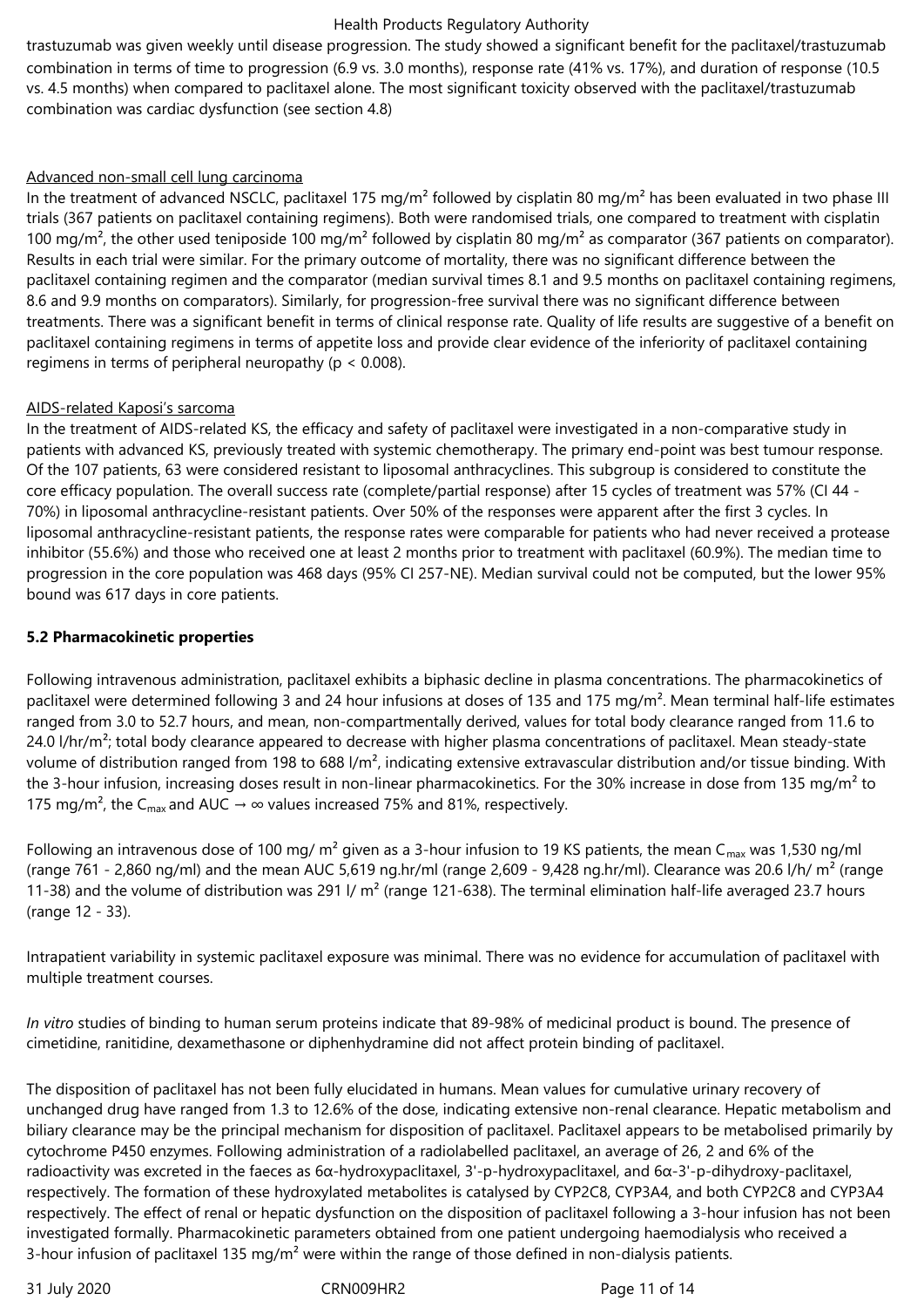trastuzumab was given weekly until disease progression. The study showed a significant benefit for the paclitaxel/trastuzumab combination in terms of time to progression (6.9 vs. 3.0 months), response rate (41% vs. 17%), and duration of response (10.5 vs. 4.5 months) when compared to paclitaxel alone. The most significant toxicity observed with the paclitaxel/trastuzumab combination was cardiac dysfunction (see section 4.8)

Advanced non-small cell lung carcinoma

In the treatment of advanced NSCLC, paclitaxel 175 mg/m² followed by cisplatin 80 mg/m² has been evaluated in two phase III trials (367 patients on paclitaxel containing regimens). Both were randomised trials, one compared to treatment with cisplatin 100 mg/m², the other used teniposide 100 mg/m² followed by cisplatin 80 mg/m² as comparator (367 patients on comparator). Results in each trial were similar. For the primary outcome of mortality, there was no significant difference between the paclitaxel containing regimen and the comparator (median survival times 8.1 and 9.5 months on paclitaxel containing regimens, 8.6 and 9.9 months on comparators). Similarly, for progression-free survival there was no significant difference between treatments. There was a significant benefit in terms of clinical response rate. Quality of life results are suggestive of a benefit on paclitaxel containing regimens in terms of appetite loss and provide clear evidence of the inferiority of paclitaxel containing regimens in terms of peripheral neuropathy ($p < 0.008$).

AIDS-related Kaposi's sarcoma

In the treatment of AIDS-related KS, the efficacy and safety of paclitaxel were investigated in a non-comparative study in patients with advanced KS, previously treated with systemic chemotherapy. The primary end-point was best tumour response. Of the 107 patients, 63 were considered resistant to liposomal anthracyclines. This subgroup is considered to constitute the core efficacy population. The overall success rate (complete/partial response) after 15 cycles of treatment was 57% (CI 44 - 70%) in liposomal anthracycline-resistant patients. Over 50% of the responses were apparent after the first 3 cycles. In liposomal anthracycline-resistant patients, the response rates were comparable for patients who had never received a protease inhibitor (55.6%) and those who received one at least 2 months prior to treatment with paclitaxel (60.9%). The median time to progression in the core population was 468 days (95% CI 257-NE). Median survival could not be computed, but the lower 95% bound was 617 days in core patients.

**5.2 Pharmacokinetic properties**

Following intravenous administration, paclitaxel exhibits a biphasic decline in plasma concentrations. The pharmacokinetics of paclitaxel were determined following 3 and 24 hour infusions at doses of 135 and 175 mg/m². Mean terminal half-life estimates ranged from 3.0 to 52.7 hours, and mean, non-compartmentally derived, values for total body clearance ranged from 11.6 to 24.0 l/hr/m²; total body clearance appeared to decrease with higher plasma concentrations of paclitaxel. Mean steady-state volume of distribution ranged from 198 to 688 l/m², indicating extensive extravascular distribution and/or tissue binding. With the 3-hour infusion, increasing doses result in non-linear pharmacokinetics. For the 30% increase in dose from 135 mg/m² to 175 mg/m², the $C_{max}$ and AUC $\rightarrow \infty$ values increased 75% and 81%, respectively.

Following an intravenous dose of 100 mg/ m² given as a 3-hour infusion to 19 KS patients, the mean $C_{max}$ was 1,530 ng/ml (range 761 - 2,860 ng/ml) and the mean AUC 5,619 ng.hr/ml (range 2,609 - 9,428 ng.hr/ml). Clearance was 20.6 l/h/ m² (range 11-38) and the volume of distribution was 291 l/ m² (range 121-638). The terminal elimination half-life averaged 23.7 hours (range 12 - 33).

Intrapatient variability in systemic paclitaxel exposure was minimal. There was no evidence for accumulation of paclitaxel with multiple treatment courses.

*In vitro* studies of binding to human serum proteins indicate that 89-98% of medicinal product is bound. The presence of cimetidine, ranitidine, dexamethasone or diphenhydramine did not affect protein binding of paclitaxel.

The disposition of paclitaxel has not been fully elucidated in humans. Mean values for cumulative urinary recovery of unchanged drug have ranged from 1.3 to 12.6% of the dose, indicating extensive non-renal clearance. Hepatic metabolism and biliary clearance may be the principal mechanism for disposition of paclitaxel. Paclitaxel appears to be metabolised primarily by cytochrome P450 enzymes. Following administration of a radiolabelled paclitaxel, an average of 26, 2 and 6% of the radioactivity was excreted in the faeces as 6α-hydroxypaclitaxel, 3'-p-hydroxypaclitaxel, and 6α-3'-p-dihydroxy-paclitaxel, respectively. The formation of these hydroxylated metabolites is catalysed by CYP2C8, CYP3A4, and both CYP2C8 and CYP3A4 respectively. The effect of renal or hepatic dysfunction on the disposition of paclitaxel following a 3-hour infusion has not been investigated formally. Pharmacokinetic parameters obtained from one patient undergoing haemodialysis who received a 3-hour infusion of paclitaxel 135 mg/m² were within the range of those defined in non-dialysis patients.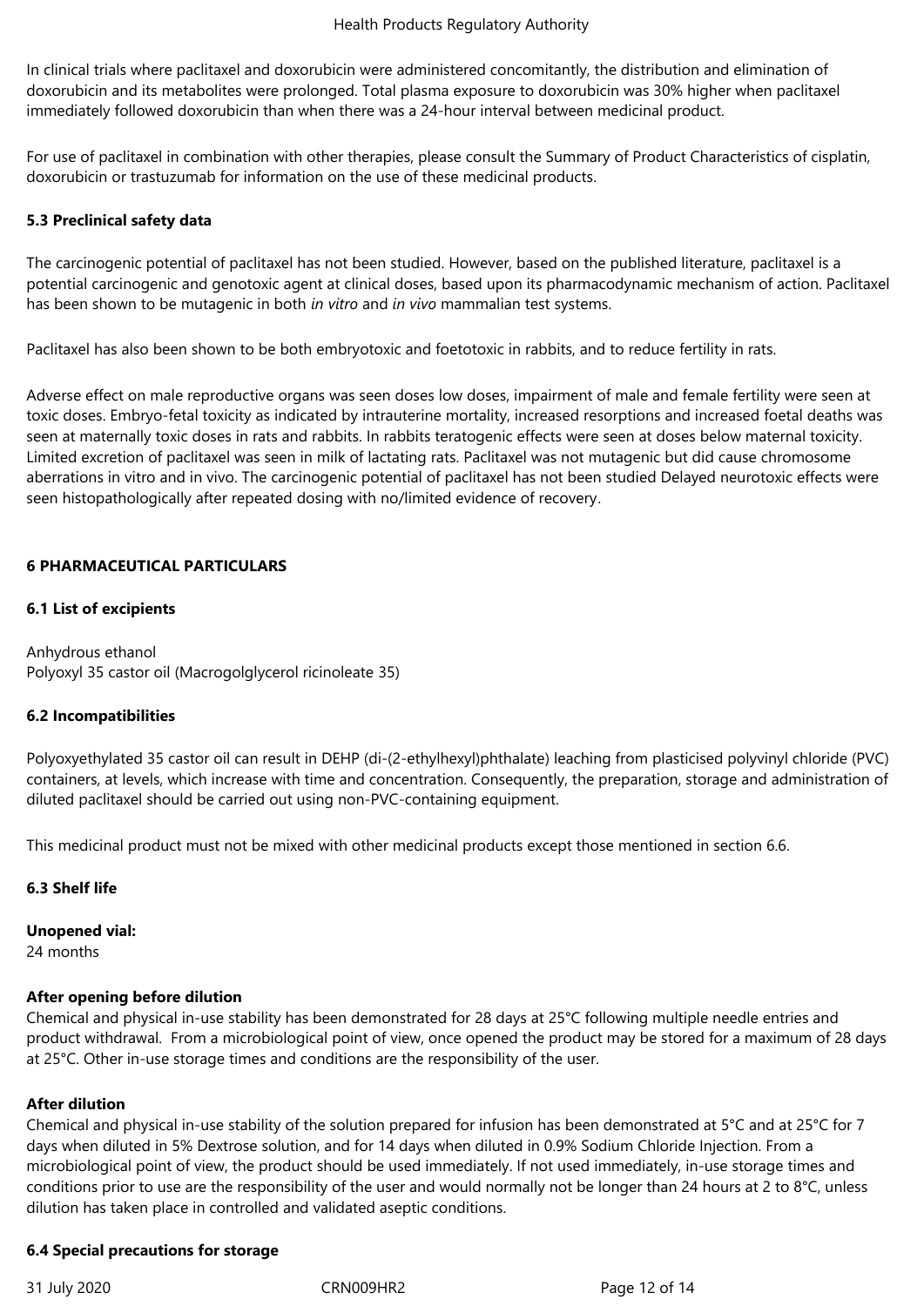In clinical trials where paclitaxel and doxorubicin were administered concomitantly, the distribution and elimination of doxorubicin and its metabolites were prolonged. Total plasma exposure to doxorubicin was 30% higher when paclitaxel immediately followed doxorubicin than when there was a 24-hour interval between medicinal product.

For use of paclitaxel in combination with other therapies, please consult the Summary of Product Characteristics of cisplatin, doxorubicin or trastuzumab for information on the use of these medicinal products.

**5.3 Preclinical safety data**

The carcinogenic potential of paclitaxel has not been studied. However, based on the published literature, paclitaxel is a potential carcinogenic and genotoxic agent at clinical doses, based upon its pharmacodynamic mechanism of action. Paclitaxel has been shown to be mutagenic in both *in vitro* and *in vivo* mammalian test systems.

Paclitaxel has also been shown to be both embryotoxic and foetotoxic in rabbits, and to reduce fertility in rats.

Adverse effect on male reproductive organs was seen doses low doses, impairment of male and female fertility were seen at toxic doses. Embryo-fetal toxicity as indicated by intrauterine mortality, increased resorptions and increased foetal deaths was seen at maternally toxic doses in rats and rabbits. In rabbits teratogenic effects were seen at doses below maternal toxicity. Limited excretion of paclitaxel was seen in milk of lactating rats. Paclitaxel was not mutagenic but did cause chromosome aberrations in vitro and in vivo. The carcinogenic potential of paclitaxel has not been studied Delayed neurotoxic effects were seen histopathologically after repeated dosing with no/limited evidence of recovery.

## 6 PHARMACEUTICAL PARTICULARS

**6.1 List of excipients**

Anhydrous ethanol
Polyoxyl 35 castor oil (Macrogolglycerol ricinoleate 35)

**6.2 Incompatibilities**

Polyoxyethylated 35 castor oil can result in DEHP (di-(2-ethylhexyl)phthalate) leaching from plasticised polyvinyl chloride (PVC) containers, at levels, which increase with time and concentration. Consequently, the preparation, storage and administration of diluted paclitaxel should be carried out using non-PVC-containing equipment.

This medicinal product must not be mixed with other medicinal products except those mentioned in section 6.6.

**6.3 Shelf life**

**Unopened vial:**
24 months

**After opening before dilution**
Chemical and physical in-use stability has been demonstrated for 28 days at 25°C following multiple needle entries and product withdrawal. From a microbiological point of view, once opened the product may be stored for a maximum of 28 days at 25°C. Other in-use storage times and conditions are the responsibility of the user.

**After dilution**
Chemical and physical in-use stability of the solution prepared for infusion has been demonstrated at 5°C and at 25°C for 7 days when diluted in 5% Dextrose solution, and for 14 days when diluted in 0.9% Sodium Chloride Injection. From a microbiological point of view, the product should be used immediately. If not used immediately, in-use storage times and conditions prior to use are the responsibility of the user and would normally not be longer than 24 hours at 2 to 8°C, unless dilution has taken place in controlled and validated aseptic conditions.

**6.4 Special precautions for storage**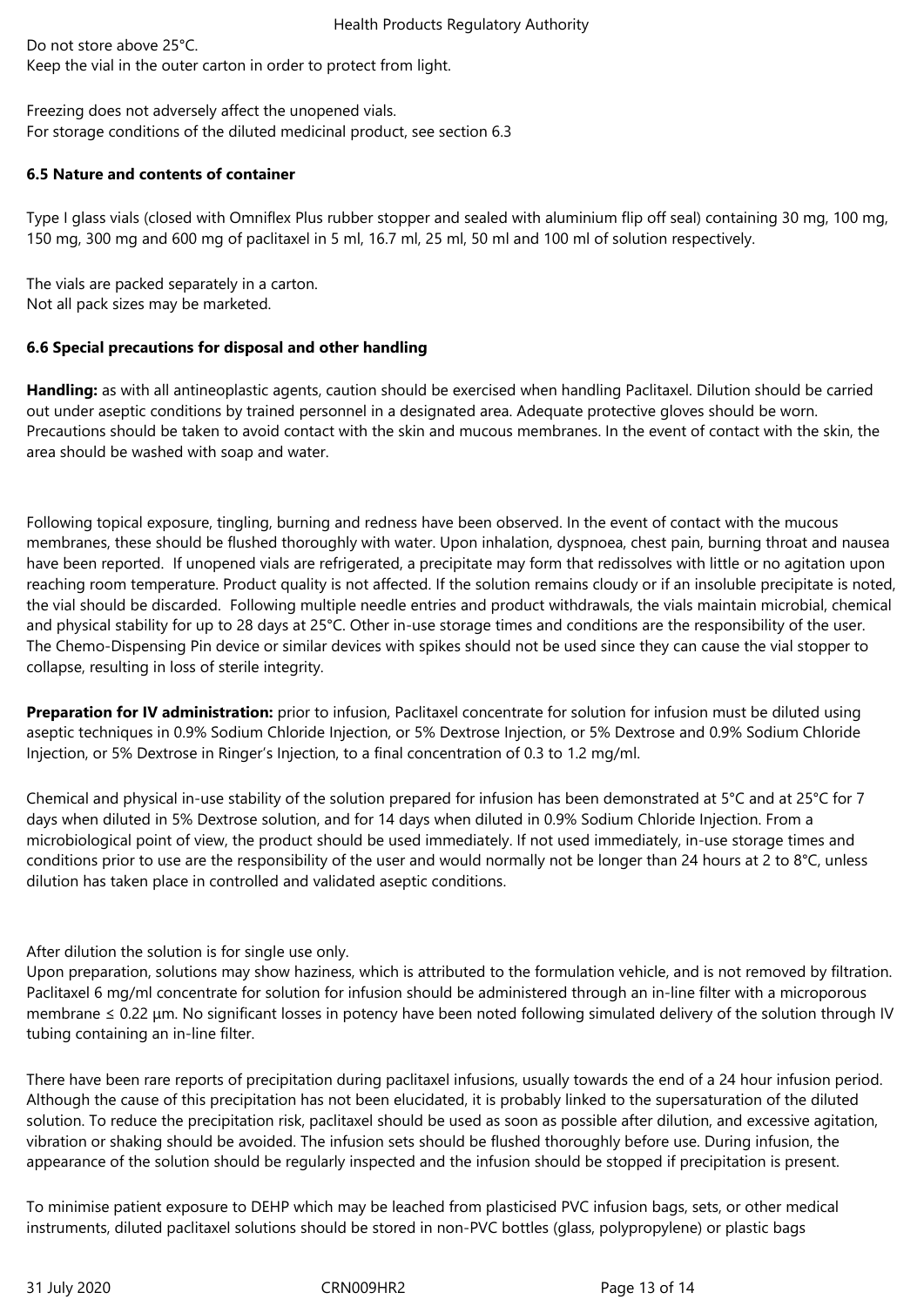Do not store above 25°C.
Keep the vial in the outer carton in order to protect from light.

Freezing does not adversely affect the unopened vials.
For storage conditions of the diluted medicinal product, see section 6.3

### 6.5 Nature and contents of container

Type I glass vials (closed with Omniflex Plus rubber stopper and sealed with aluminium flip off seal) containing 30 mg, 100 mg, 150 mg, 300 mg and 600 mg of paclitaxel in 5 ml, 16.7 ml, 25 ml, 50 ml and 100 ml of solution respectively.

The vials are packed separately in a carton.
Not all pack sizes may be marketed.

### 6.6 Special precautions for disposal and other handling

**Handling:** as with all antineoplastic agents, caution should be exercised when handling Paclitaxel. Dilution should be carried out under aseptic conditions by trained personnel in a designated area. Adequate protective gloves should be worn. Precautions should be taken to avoid contact with the skin and mucous membranes. In the event of contact with the skin, the area should be washed with soap and water.

Following topical exposure, tingling, burning and redness have been observed. In the event of contact with the mucous membranes, these should be flushed thoroughly with water. Upon inhalation, dyspnoea, chest pain, burning throat and nausea have been reported. If unopened vials are refrigerated, a precipitate may form that redissolves with little or no agitation upon reaching room temperature. Product quality is not affected. If the solution remains cloudy or if an insoluble precipitate is noted, the vial should be discarded. Following multiple needle entries and product withdrawals, the vials maintain microbial, chemical and physical stability for up to 28 days at 25°C. Other in-use storage times and conditions are the responsibility of the user. The Chemo-Dispensing Pin device or similar devices with spikes should not be used since they can cause the vial stopper to collapse, resulting in loss of sterile integrity.

**Preparation for IV administration:** prior to infusion, Paclitaxel concentrate for solution for infusion must be diluted using aseptic techniques in 0.9% Sodium Chloride Injection, or 5% Dextrose Injection, or 5% Dextrose and 0.9% Sodium Chloride Injection, or 5% Dextrose in Ringer's Injection, to a final concentration of 0.3 to 1.2 mg/ml.

Chemical and physical in-use stability of the solution prepared for infusion has been demonstrated at 5°C and at 25°C for 7 days when diluted in 5% Dextrose solution, and for 14 days when diluted in 0.9% Sodium Chloride Injection. From a microbiological point of view, the product should be used immediately. If not used immediately, in-use storage times and conditions prior to use are the responsibility of the user and would normally not be longer than 24 hours at 2 to 8°C, unless dilution has taken place in controlled and validated aseptic conditions.

After dilution the solution is for single use only.
Upon preparation, solutions may show haziness, which is attributed to the formulation vehicle, and is not removed by filtration. Paclitaxel 6 mg/ml concentrate for solution for infusion should be administered through an in-line filter with a microporous membrane ≤ 0.22 µm. No significant losses in potency have been noted following simulated delivery of the solution through IV tubing containing an in-line filter.

There have been rare reports of precipitation during paclitaxel infusions, usually towards the end of a 24 hour infusion period. Although the cause of this precipitation has not been elucidated, it is probably linked to the supersaturation of the diluted solution. To reduce the precipitation risk, paclitaxel should be used as soon as possible after dilution, and excessive agitation, vibration or shaking should be avoided. The infusion sets should be flushed thoroughly before use. During infusion, the appearance of the solution should be regularly inspected and the infusion should be stopped if precipitation is present.

To minimise patient exposure to DEHP which may be leached from plasticised PVC infusion bags, sets, or other medical instruments, diluted paclitaxel solutions should be stored in non-PVC bottles (glass, polypropylene) or plastic bags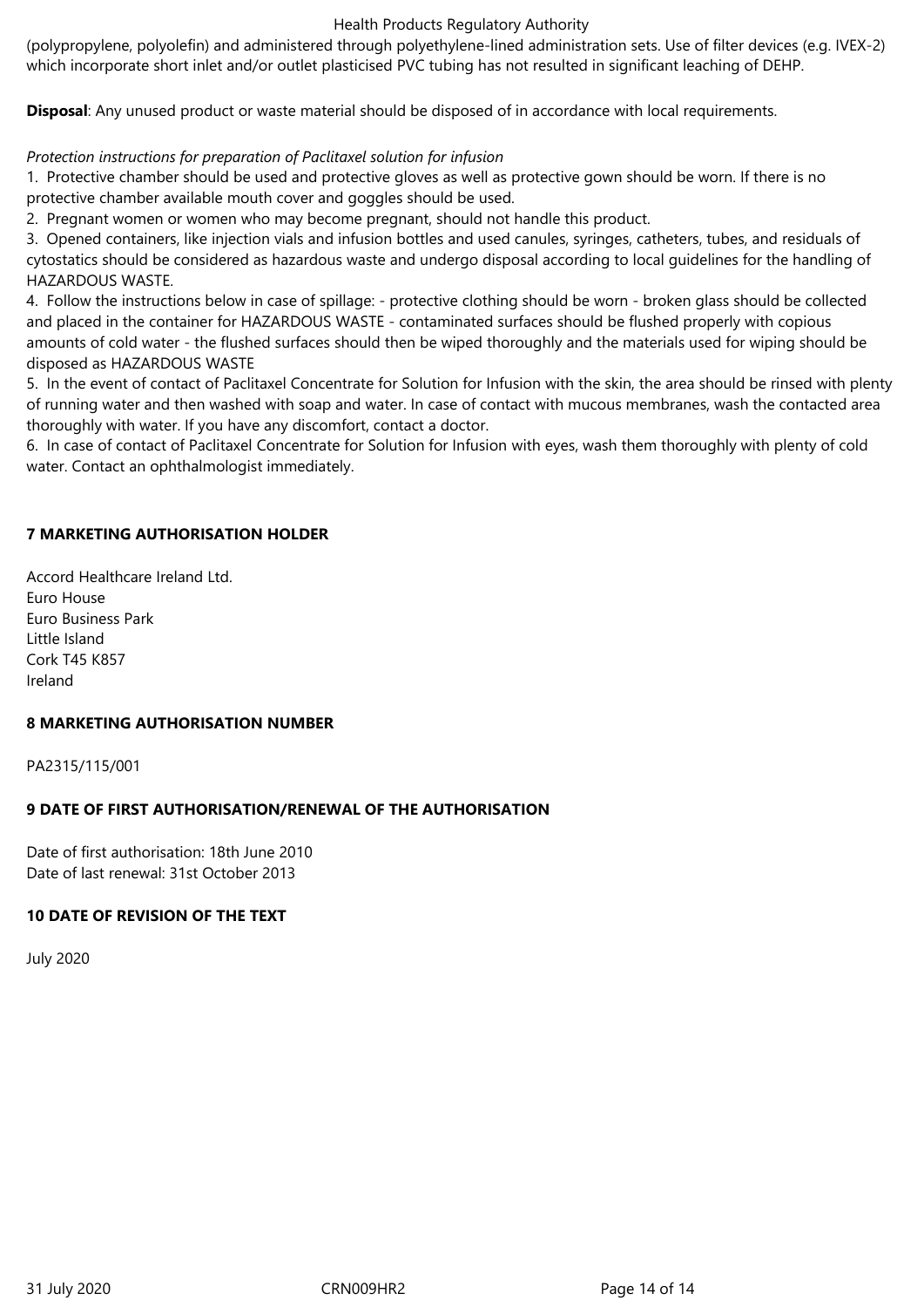(polypropylene, polyolefin) and administered through polyethylene-lined administration sets. Use of filter devices (e.g. IVEX-2) which incorporate short inlet and/or outlet plasticised PVC tubing has not resulted in significant leaching of DEHP.

**Disposal**: Any unused product or waste material should be disposed of in accordance with local requirements.

*Protection instructions for preparation of Paclitaxel solution for infusion*

1. Protective chamber should be used and protective gloves as well as protective gown should be worn. If there is no protective chamber available mouth cover and goggles should be used.
2. Pregnant women or women who may become pregnant, should not handle this product.
3. Opened containers, like injection vials and infusion bottles and used canules, syringes, catheters, tubes, and residuals of cytostatics should be considered as hazardous waste and undergo disposal according to local guidelines for the handling of HAZARDOUS WASTE.
4. Follow the instructions below in case of spillage: - protective clothing should be worn - broken glass should be collected and placed in the container for HAZARDOUS WASTE - contaminated surfaces should be flushed properly with copious amounts of cold water - the flushed surfaces should then be wiped thoroughly and the materials used for wiping should be disposed as HAZARDOUS WASTE
5. In the event of contact of Paclitaxel Concentrate for Solution for Infusion with the skin, the area should be rinsed with plenty of running water and then washed with soap and water. In case of contact with mucous membranes, wash the contacted area thoroughly with water. If you have any discomfort, contact a doctor.
6. In case of contact of Paclitaxel Concentrate for Solution for Infusion with eyes, wash them thoroughly with plenty of cold water. Contact an ophthalmologist immediately.

## 7 MARKETING AUTHORISATION HOLDER

Accord Healthcare Ireland Ltd.
Euro House
Euro Business Park
Little Island
Cork T45 K857
Ireland

## 8 MARKETING AUTHORISATION NUMBER

PA2315/115/001

## 9 DATE OF FIRST AUTHORISATION/RENEWAL OF THE AUTHORISATION

Date of first authorisation: 18th June 2010
Date of last renewal: 31st October 2013

## 10 DATE OF REVISION OF THE TEXT

July 2020